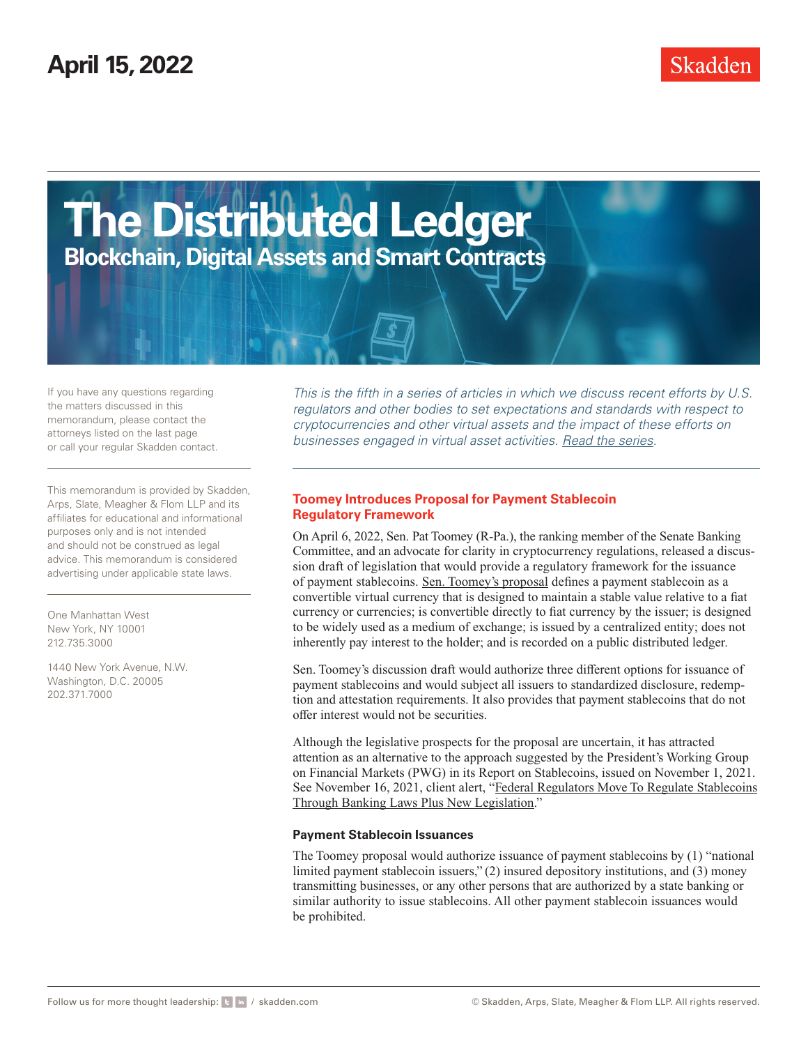April 15, 2022

# The Distributed Ledger

## Blockchain, Digital Assets and Smart Contracts

If you have any questions regarding the matters discussed in this memorandum, please contact the attorneys listed on the last page or call your regular Skadden contact.

This memorandum is provided by Skadden, Arps, Slate, Meagher & Flom LLP and its affiliates for educational and informational purposes only and is not intended and should not be construed as legal advice. This memorandum is considered advertising under applicable state laws.

One Manhattan West
New York, NY 10001
212.735.3000

1440 New York Avenue, N.W.
Washington, D.C. 20005
202.371.7000

*This is the fifth in a series of articles in which we discuss recent efforts by U.S. regulators and other bodies to set expectations and standards with respect to cryptocurrencies and other virtual assets and the impact of these efforts on businesses engaged in virtual asset activities. Read the series.*

### Toomey Introduces Proposal for Payment Stablecoin Regulatory Framework

On April 6, 2022, Sen. Pat Toomey (R-Pa.), the ranking member of the Senate Banking Committee, and an advocate for clarity in cryptocurrency regulations, released a discussion draft of legislation that would provide a regulatory framework for the issuance of payment stablecoins. Sen. Toomey's proposal defines a payment stablecoin as a convertible virtual currency that is designed to maintain a stable value relative to a fiat currency or currencies; is convertible directly to fiat currency by the issuer; is designed to be widely used as a medium of exchange; is issued by a centralized entity; does not inherently pay interest to the holder; and is recorded on a public distributed ledger.

Sen. Toomey's discussion draft would authorize three different options for issuance of payment stablecoins and would subject all issuers to standardized disclosure, redemption and attestation requirements. It also provides that payment stablecoins that do not offer interest would not be securities.

Although the legislative prospects for the proposal are uncertain, it has attracted attention as an alternative to the approach suggested by the President's Working Group on Financial Markets (PWG) in its Report on Stablecoins, issued on November 1, 2021. See November 16, 2021, client alert, "Federal Regulators Move To Regulate Stablecoins Through Banking Laws Plus New Legislation."

#### Payment Stablecoin Issuances

The Toomey proposal would authorize issuance of payment stablecoins by (1) "national limited payment stablecoin issuers," (2) insured depository institutions, and (3) money transmitting businesses, or any other persons that are authorized by a state banking or similar authority to issue stablecoins. All other payment stablecoin issuances would be prohibited.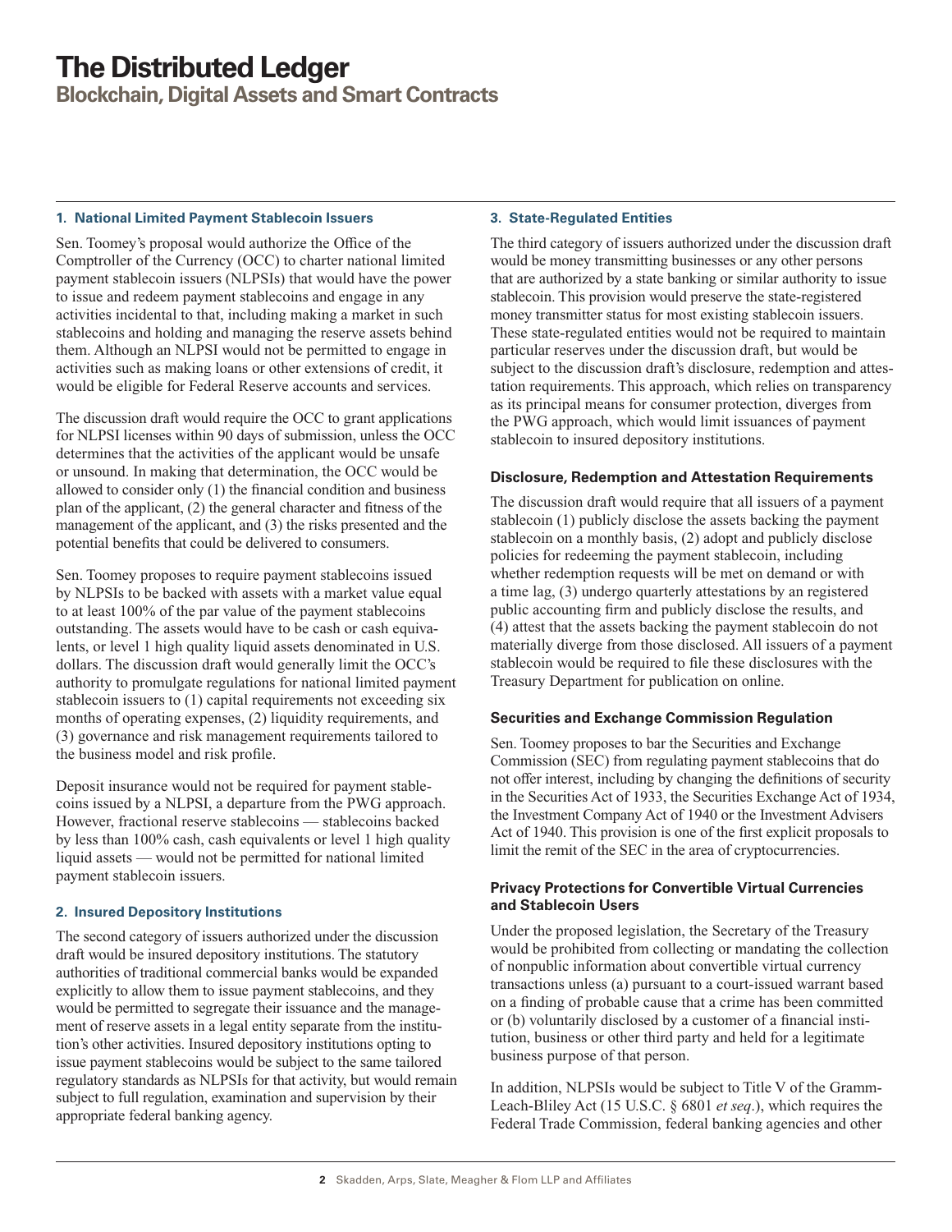### 1. National Limited Payment Stablecoin Issuers

Sen. Toomey's proposal would authorize the Office of the Comptroller of the Currency (OCC) to charter national limited payment stablecoin issuers (NLPSIs) that would have the power to issue and redeem payment stablecoins and engage in any activities incidental to that, including making a market in such stablecoins and holding and managing the reserve assets behind them. Although an NLPSI would not be permitted to engage in activities such as making loans or other extensions of credit, it would be eligible for Federal Reserve accounts and services.

The discussion draft would require the OCC to grant applications for NLPSI licenses within 90 days of submission, unless the OCC determines that the activities of the applicant would be unsafe or unsound. In making that determination, the OCC would be allowed to consider only (1) the financial condition and business plan of the applicant, (2) the general character and fitness of the management of the applicant, and (3) the risks presented and the potential benefits that could be delivered to consumers.

Sen. Toomey proposes to require payment stablecoins issued by NLPSIs to be backed with assets with a market value equal to at least 100% of the par value of the payment stablecoins outstanding. The assets would have to be cash or cash equivalents, or level 1 high quality liquid assets denominated in U.S. dollars. The discussion draft would generally limit the OCC's authority to promulgate regulations for national limited payment stablecoin issuers to (1) capital requirements not exceeding six months of operating expenses, (2) liquidity requirements, and (3) governance and risk management requirements tailored to the business model and risk profile.

Deposit insurance would not be required for payment stablecoins issued by a NLPSI, a departure from the PWG approach. However, fractional reserve stablecoins — stablecoins backed by less than 100% cash, cash equivalents or level 1 high quality liquid assets — would not be permitted for national limited payment stablecoin issuers.

### 2. Insured Depository Institutions

The second category of issuers authorized under the discussion draft would be insured depository institutions. The statutory authorities of traditional commercial banks would be expanded explicitly to allow them to issue payment stablecoins, and they would be permitted to segregate their issuance and the management of reserve assets in a legal entity separate from the institution's other activities. Insured depository institutions opting to issue payment stablecoins would be subject to the same tailored regulatory standards as NLPSIs for that activity, but would remain subject to full regulation, examination and supervision by their appropriate federal banking agency.

### 3. State-Regulated Entities

The third category of issuers authorized under the discussion draft would be money transmitting businesses or any other persons that are authorized by a state banking or similar authority to issue stablecoin. This provision would preserve the state-registered money transmitter status for most existing stablecoin issuers. These state-regulated entities would not be required to maintain particular reserves under the discussion draft, but would be subject to the discussion draft's disclosure, redemption and attestation requirements. This approach, which relies on transparency as its principal means for consumer protection, diverges from the PWG approach, which would limit issuances of payment stablecoin to insured depository institutions.

### Disclosure, Redemption and Attestation Requirements

The discussion draft would require that all issuers of a payment stablecoin (1) publicly disclose the assets backing the payment stablecoin on a monthly basis, (2) adopt and publicly disclose policies for redeeming the payment stablecoin, including whether redemption requests will be met on demand or with a time lag, (3) undergo quarterly attestations by an registered public accounting firm and publicly disclose the results, and (4) attest that the assets backing the payment stablecoin do not materially diverge from those disclosed. All issuers of a payment stablecoin would be required to file these disclosures with the Treasury Department for publication on online.

### Securities and Exchange Commission Regulation

Sen. Toomey proposes to bar the Securities and Exchange Commission (SEC) from regulating payment stablecoins that do not offer interest, including by changing the definitions of security in the Securities Act of 1933, the Securities Exchange Act of 1934, the Investment Company Act of 1940 or the Investment Advisers Act of 1940. This provision is one of the first explicit proposals to limit the remit of the SEC in the area of cryptocurrencies.

### Privacy Protections for Convertible Virtual Currencies and Stablecoin Users

Under the proposed legislation, the Secretary of the Treasury would be prohibited from collecting or mandating the collection of nonpublic information about convertible virtual currency transactions unless (a) pursuant to a court-issued warrant based on a finding of probable cause that a crime has been committed or (b) voluntarily disclosed by a customer of a financial institution, business or other third party and held for a legitimate business purpose of that person.

In addition, NLPSIs would be subject to Title V of the Gramm-Leach-Bliley Act (15 U.S.C. § 6801 *et seq.*), which requires the Federal Trade Commission, federal banking agencies and other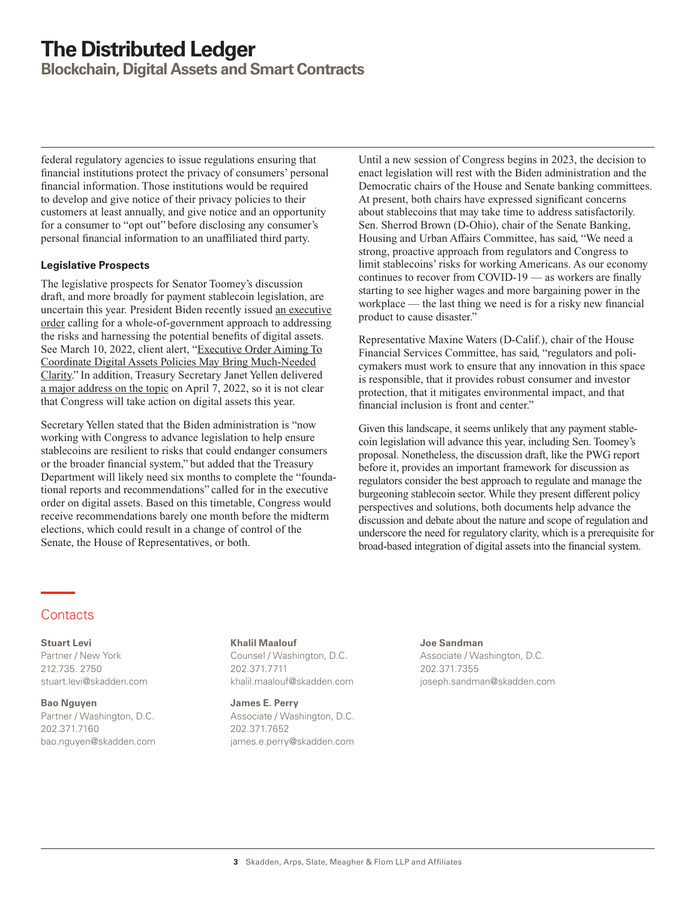federal regulatory agencies to issue regulations ensuring that financial institutions protect the privacy of consumers' personal financial information. Those institutions would be required to develop and give notice of their privacy policies to their customers at least annually, and give notice and an opportunity for a consumer to "opt out" before disclosing any consumer's personal financial information to an unaffiliated third party.

**Legislative Prospects**

The legislative prospects for Senator Toomey's discussion draft, and more broadly for payment stablecoin legislation, are uncertain this year. President Biden recently issued an executive order calling for a whole-of-government approach to addressing the risks and harnessing the potential benefits of digital assets. See March 10, 2022, client alert, "Executive Order Aiming To Coordinate Digital Assets Policies May Bring Much-Needed Clarity." In addition, Treasury Secretary Janet Yellen delivered a major address on the topic on April 7, 2022, so it is not clear that Congress will take action on digital assets this year.

Secretary Yellen stated that the Biden administration is "now working with Congress to advance legislation to help ensure stablecoins are resilient to risks that could endanger consumers or the broader financial system," but added that the Treasury Department will likely need six months to complete the "foundational reports and recommendations" called for in the executive order on digital assets. Based on this timetable, Congress would receive recommendations barely one month before the midterm elections, which could result in a change of control of the Senate, the House of Representatives, or both.

Until a new session of Congress begins in 2023, the decision to enact legislation will rest with the Biden administration and the Democratic chairs of the House and Senate banking committees. At present, both chairs have expressed significant concerns about stablecoins that may take time to address satisfactorily. Sen. Sherrod Brown (D-Ohio), chair of the Senate Banking, Housing and Urban Affairs Committee, has said, "We need a strong, proactive approach from regulators and Congress to limit stablecoins' risks for working Americans. As our economy continues to recover from COVID-19 — as workers are finally starting to see higher wages and more bargaining power in the workplace — the last thing we need is for a risky new financial product to cause disaster."

Representative Maxine Waters (D-Calif.), chair of the House Financial Services Committee, has said, "regulators and policymakers must work to ensure that any innovation in this space is responsible, that it provides robust consumer and investor protection, that it mitigates environmental impact, and that financial inclusion is front and center."

Given this landscape, it seems unlikely that any payment stablecoin legislation will advance this year, including Sen. Toomey's proposal. Nonetheless, the discussion draft, like the PWG report before it, provides an important framework for discussion as regulators consider the best approach to regulate and manage the burgeoning stablecoin sector. While they present different policy perspectives and solutions, both documents help advance the discussion and debate about the nature and scope of regulation and underscore the need for regulatory clarity, which is a prerequisite for broad-based integration of digital assets into the financial system.

## Contacts

**Stuart Levi**
Partner / New York
212.735. 2750
stuart.levi@skadden.com

**Bao Nguyen**
Partner / Washington, D.C.
202.371.7160
bao.nguyen@skadden.com

**Khalil Maalouf**
Counsel / Washington, D.C.
202.371.7711
khalil.maalouf@skadden.com

**James E. Perry**
Associate / Washington, D.C.
202.371.7652
james.e.perry@skadden.com

**Joe Sandman**
Associate / Washington, D.C.
202.371.7355
joseph.sandman@skadden.com